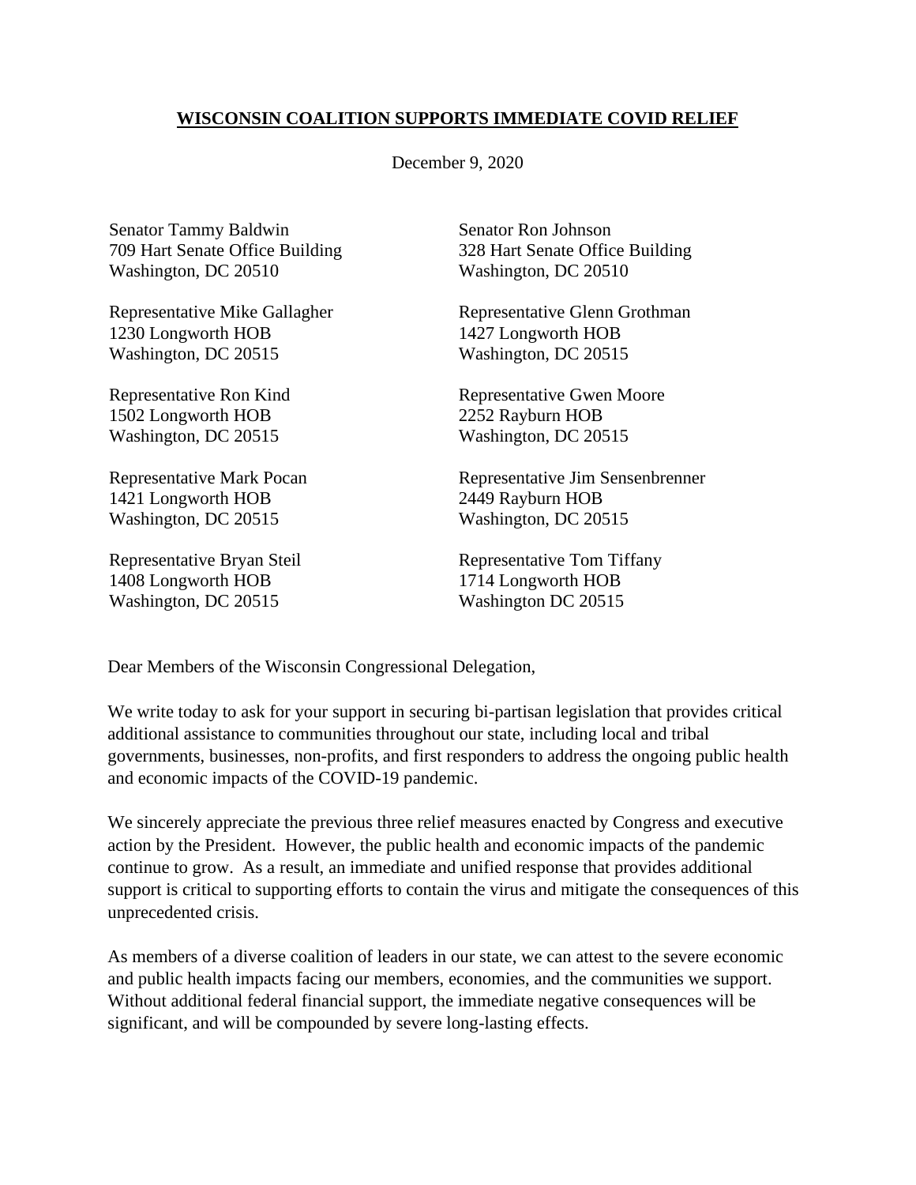**<u>WISCONSIN COALITION SUPPORTS IMMEDIATE COVID RELIEF</u>**

December 9, 2020

Senator Tammy Baldwin
709 Hart Senate Office Building
Washington, DC 20510

Senator Ron Johnson
328 Hart Senate Office Building
Washington, DC 20510

Representative Mike Gallagher
1230 Longworth HOB
Washington, DC 20515

Representative Glenn Grothman
1427 Longworth HOB
Washington, DC 20515

Representative Ron Kind
1502 Longworth HOB
Washington, DC 20515

Representative Gwen Moore
2252 Rayburn HOB
Washington, DC 20515

Representative Mark Pocan
1421 Longworth HOB
Washington, DC 20515

Representative Jim Sensenbrenner
2449 Rayburn HOB
Washington, DC 20515

Representative Bryan Steil
1408 Longworth HOB
Washington, DC 20515

Representative Tom Tiffany
1714 Longworth HOB
Washington DC 20515

Dear Members of the Wisconsin Congressional Delegation,

We write today to ask for your support in securing bi-partisan legislation that provides critical additional assistance to communities throughout our state, including local and tribal governments, businesses, non-profits, and first responders to address the ongoing public health and economic impacts of the COVID-19 pandemic.

We sincerely appreciate the previous three relief measures enacted by Congress and executive action by the President. However, the public health and economic impacts of the pandemic continue to grow. As a result, an immediate and unified response that provides additional support is critical to supporting efforts to contain the virus and mitigate the consequences of this unprecedented crisis.

As members of a diverse coalition of leaders in our state, we can attest to the severe economic and public health impacts facing our members, economies, and the communities we support. Without additional federal financial support, the immediate negative consequences will be significant, and will be compounded by severe long-lasting effects.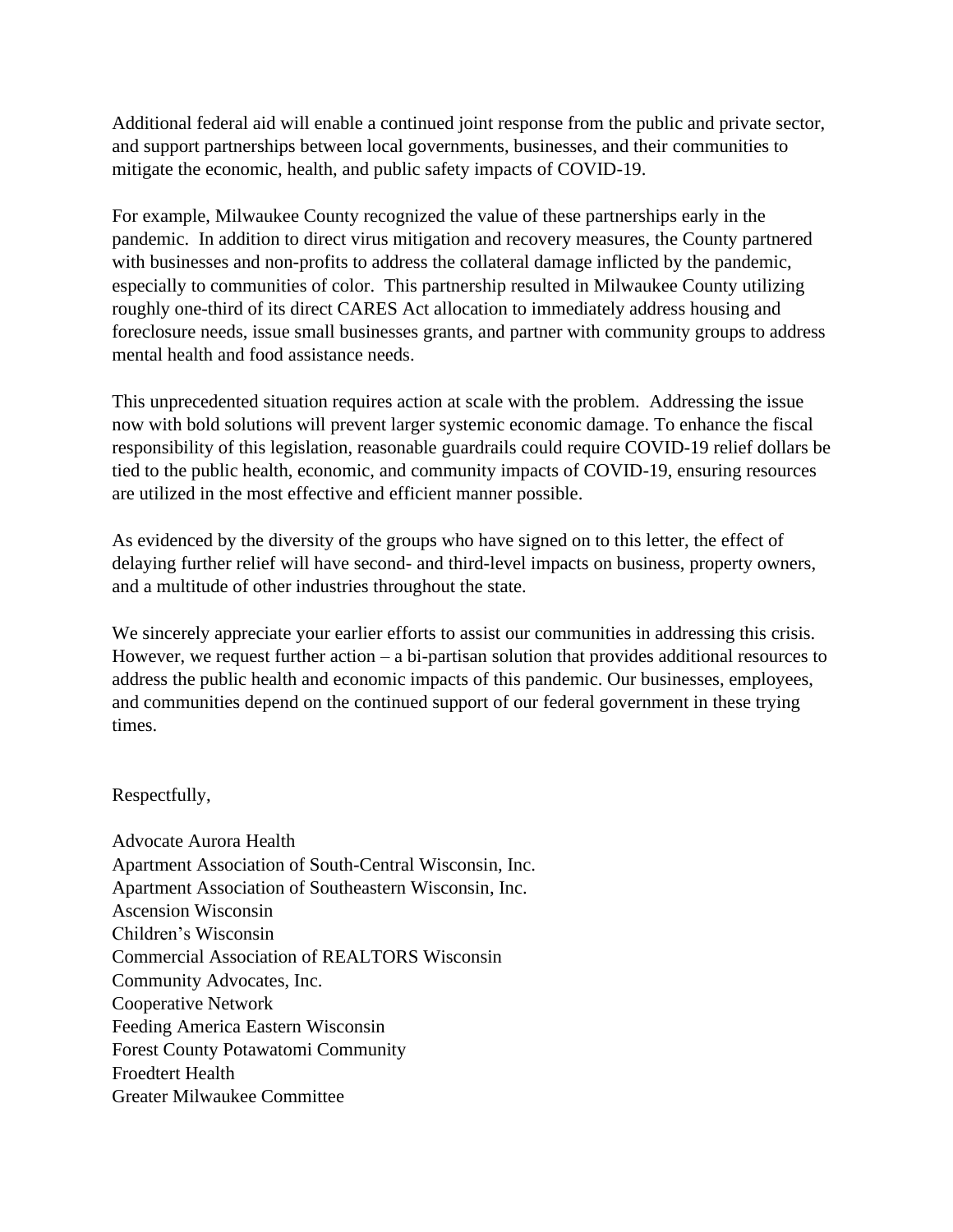Additional federal aid will enable a continued joint response from the public and private sector, and support partnerships between local governments, businesses, and their communities to mitigate the economic, health, and public safety impacts of COVID-19.

For example, Milwaukee County recognized the value of these partnerships early in the pandemic. In addition to direct virus mitigation and recovery measures, the County partnered with businesses and non-profits to address the collateral damage inflicted by the pandemic, especially to communities of color. This partnership resulted in Milwaukee County utilizing roughly one-third of its direct CARES Act allocation to immediately address housing and foreclosure needs, issue small businesses grants, and partner with community groups to address mental health and food assistance needs.

This unprecedented situation requires action at scale with the problem. Addressing the issue now with bold solutions will prevent larger systemic economic damage. To enhance the fiscal responsibility of this legislation, reasonable guardrails could require COVID-19 relief dollars be tied to the public health, economic, and community impacts of COVID-19, ensuring resources are utilized in the most effective and efficient manner possible.

As evidenced by the diversity of the groups who have signed on to this letter, the effect of delaying further relief will have second- and third-level impacts on business, property owners, and a multitude of other industries throughout the state.

We sincerely appreciate your earlier efforts to assist our communities in addressing this crisis. However, we request further action – a bi-partisan solution that provides additional resources to address the public health and economic impacts of this pandemic. Our businesses, employees, and communities depend on the continued support of our federal government in these trying times.

Respectfully,

Advocate Aurora Health  
Apartment Association of South-Central Wisconsin, Inc.  
Apartment Association of Southeastern Wisconsin, Inc.  
Ascension Wisconsin  
Children's Wisconsin  
Commercial Association of REALTORS Wisconsin  
Community Advocates, Inc.  
Cooperative Network  
Feeding America Eastern Wisconsin  
Forest County Potawatomi Community  
Froedtert Health  
Greater Milwaukee Committee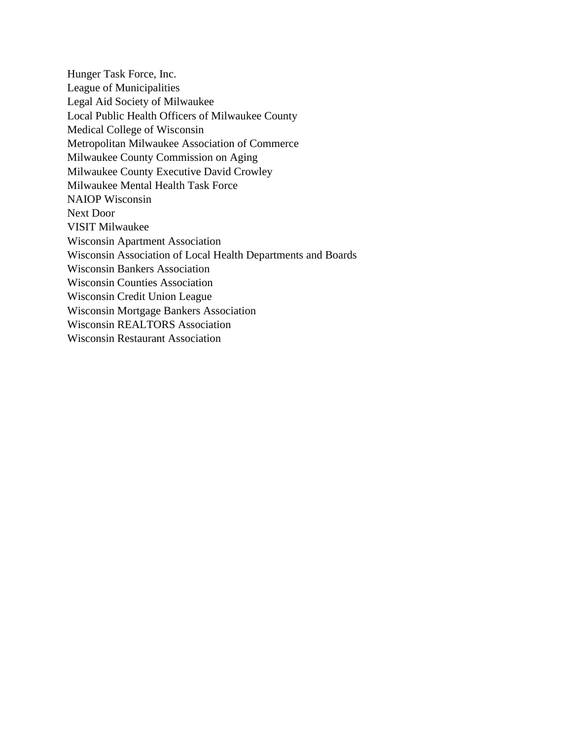Hunger Task Force, Inc.
League of Municipalities
Legal Aid Society of Milwaukee
Local Public Health Officers of Milwaukee County
Medical College of Wisconsin
Metropolitan Milwaukee Association of Commerce
Milwaukee County Commission on Aging
Milwaukee County Executive David Crowley
Milwaukee Mental Health Task Force
NAIOP Wisconsin
Next Door
VISIT Milwaukee
Wisconsin Apartment Association
Wisconsin Association of Local Health Departments and Boards
Wisconsin Bankers Association
Wisconsin Counties Association
Wisconsin Credit Union League
Wisconsin Mortgage Bankers Association
Wisconsin REALTORS Association
Wisconsin Restaurant Association